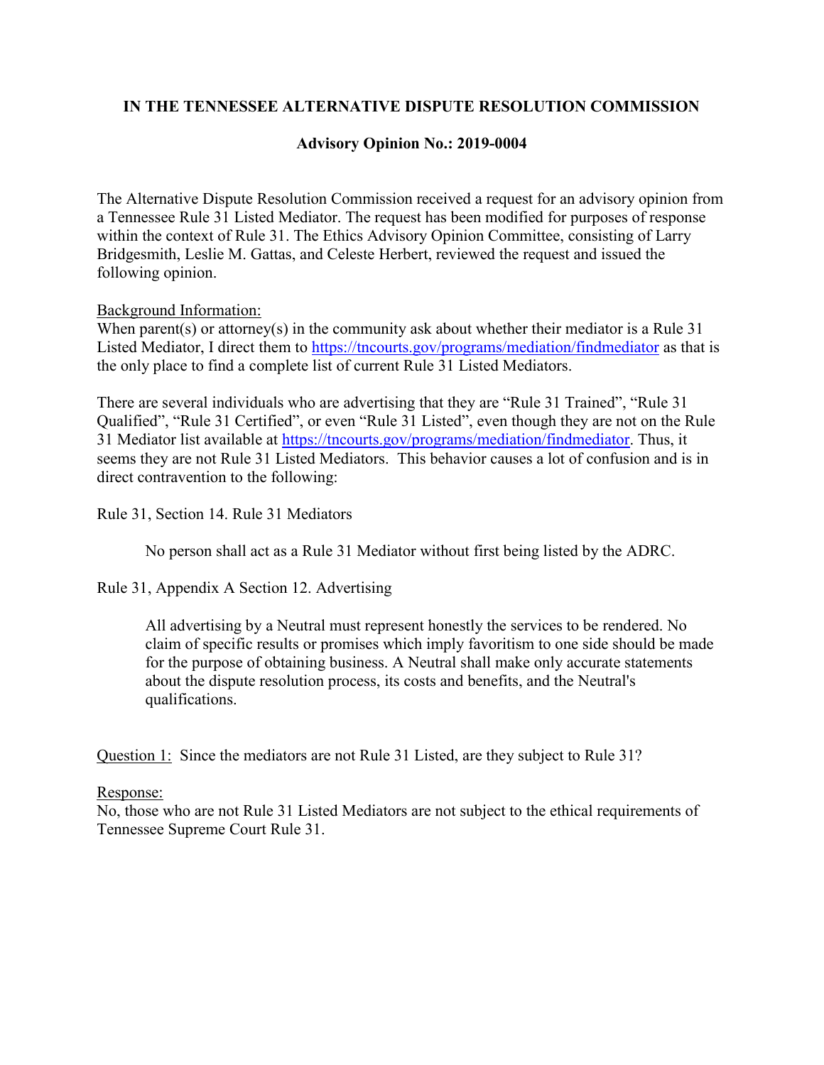**IN THE TENNESSEE ALTERNATIVE DISPUTE RESOLUTION COMMISSION**

**Advisory Opinion No.: 2019-0004**

The Alternative Dispute Resolution Commission received a request for an advisory opinion from a Tennessee Rule 31 Listed Mediator. The request has been modified for purposes of response within the context of Rule 31. The Ethics Advisory Opinion Committee, consisting of Larry Bridgesmith, Leslie M. Gattas, and Celeste Herbert, reviewed the request and issued the following opinion.

Background Information:
When parent(s) or attorney(s) in the community ask about whether their mediator is a Rule 31 Listed Mediator, I direct them to https://tncourts.gov/programs/mediation/findmediator as that is the only place to find a complete list of current Rule 31 Listed Mediators.

There are several individuals who are advertising that they are "Rule 31 Trained", "Rule 31 Qualified", "Rule 31 Certified", or even "Rule 31 Listed", even though they are not on the Rule 31 Mediator list available at https://tncourts.gov/programs/mediation/findmediator. Thus, it seems they are not Rule 31 Listed Mediators. This behavior causes a lot of confusion and is in direct contravention to the following:

Rule 31, Section 14. Rule 31 Mediators

> No person shall act as a Rule 31 Mediator without first being listed by the ADRC.

Rule 31, Appendix A Section 12. Advertising

> All advertising by a Neutral must represent honestly the services to be rendered. No claim of specific results or promises which imply favoritism to one side should be made for the purpose of obtaining business. A Neutral shall make only accurate statements about the dispute resolution process, its costs and benefits, and the Neutral's qualifications.

Question 1: Since the mediators are not Rule 31 Listed, are they subject to Rule 31?

Response:
No, those who are not Rule 31 Listed Mediators are not subject to the ethical requirements of Tennessee Supreme Court Rule 31.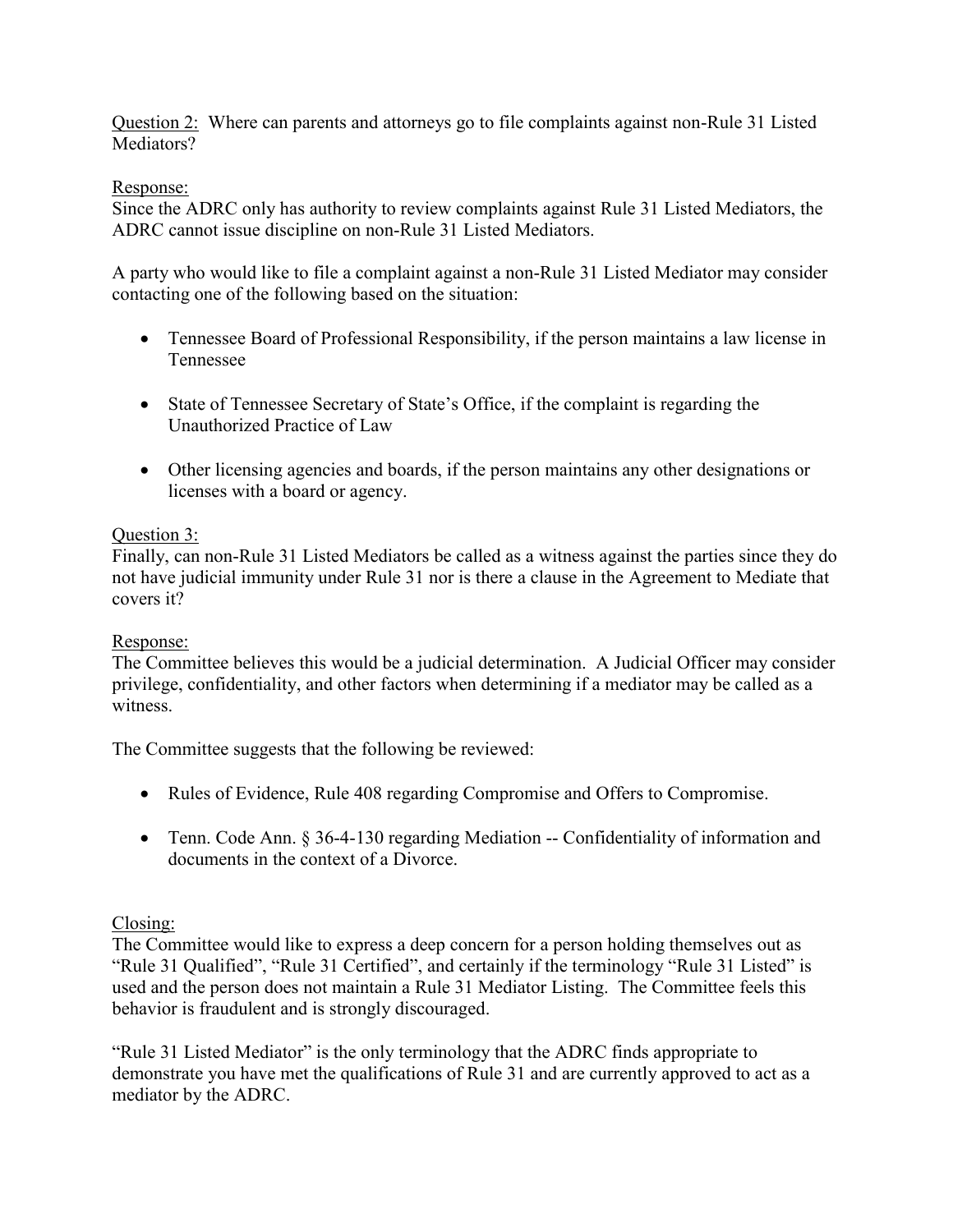Question 2: Where can parents and attorneys go to file complaints against non-Rule 31 Listed Mediators?

Response:
Since the ADRC only has authority to review complaints against Rule 31 Listed Mediators, the ADRC cannot issue discipline on non-Rule 31 Listed Mediators.

A party who would like to file a complaint against a non-Rule 31 Listed Mediator may consider contacting one of the following based on the situation:

- Tennessee Board of Professional Responsibility, if the person maintains a law license in Tennessee
- State of Tennessee Secretary of State's Office, if the complaint is regarding the Unauthorized Practice of Law
- Other licensing agencies and boards, if the person maintains any other designations or licenses with a board or agency.

Question 3:
Finally, can non-Rule 31 Listed Mediators be called as a witness against the parties since they do not have judicial immunity under Rule 31 nor is there a clause in the Agreement to Mediate that covers it?

Response:
The Committee believes this would be a judicial determination. A Judicial Officer may consider privilege, confidentiality, and other factors when determining if a mediator may be called as a witness.

The Committee suggests that the following be reviewed:

- Rules of Evidence, Rule 408 regarding Compromise and Offers to Compromise.
- Tenn. Code Ann. § 36-4-130 regarding Mediation -- Confidentiality of information and documents in the context of a Divorce.

Closing:
The Committee would like to express a deep concern for a person holding themselves out as "Rule 31 Qualified", "Rule 31 Certified", and certainly if the terminology "Rule 31 Listed" is used and the person does not maintain a Rule 31 Mediator Listing. The Committee feels this behavior is fraudulent and is strongly discouraged.

"Rule 31 Listed Mediator" is the only terminology that the ADRC finds appropriate to demonstrate you have met the qualifications of Rule 31 and are currently approved to act as a mediator by the ADRC.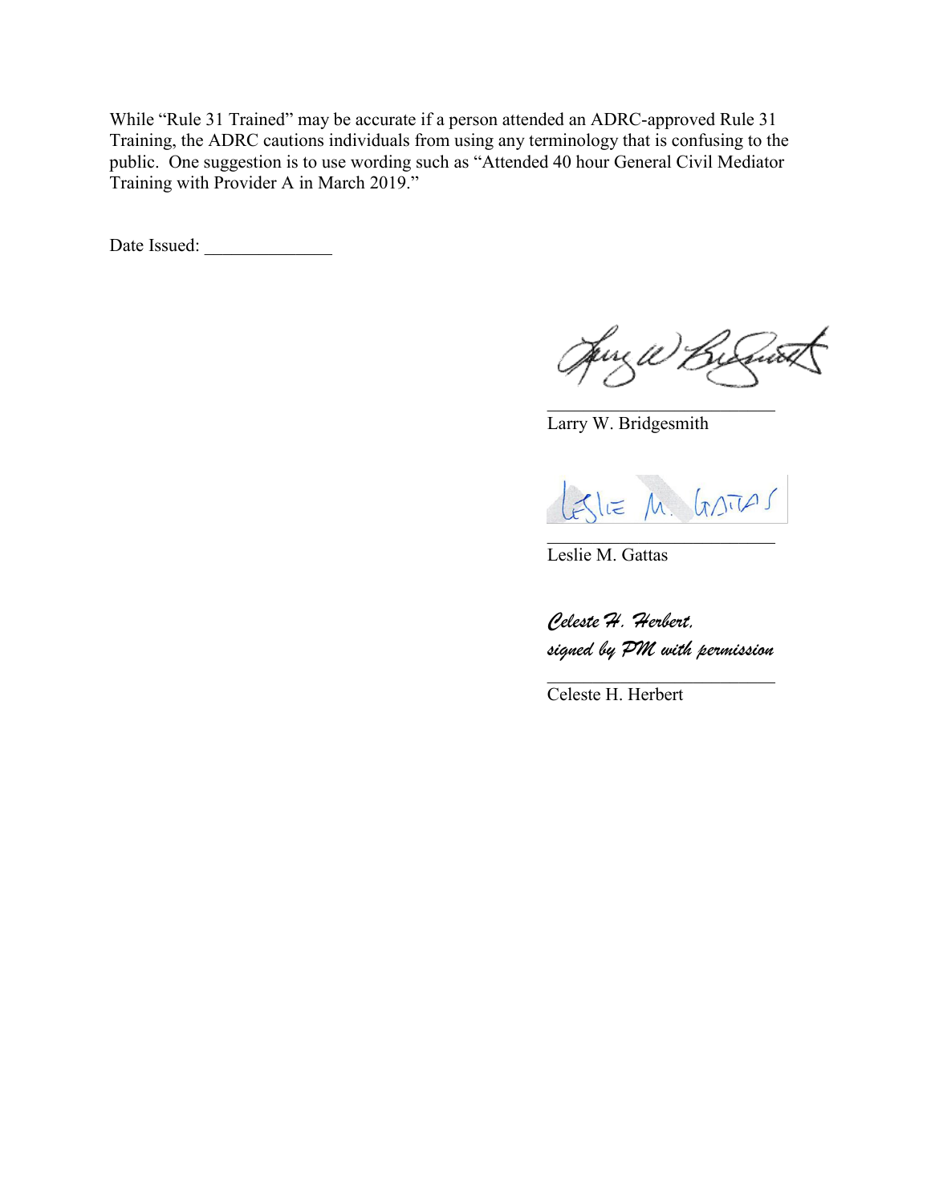While "Rule 31 Trained" may be accurate if a person attended an ADRC-approved Rule 31 Training, the ADRC cautions individuals from using any terminology that is confusing to the public. One suggestion is to use wording such as "Attended 40 hour General Civil Mediator Training with Provider A in March 2019."

Date Issued: ______________

\_\_\_\_\_\_\_\_\_\_\_\_\_\_\_\_\_\_\_\_\_\_\_\_\_
Larry W. Bridgesmith

\_\_\_\_\_\_\_\_\_\_\_\_\_\_\_\_\_\_\_\_\_\_\_\_\_
Leslie M. Gattas

*Celeste H. Herbert,*
*signed by PM with permission*
\_\_\_\_\_\_\_\_\_\_\_\_\_\_\_\_\_\_\_\_\_\_\_\_\_
Celeste H. Herbert